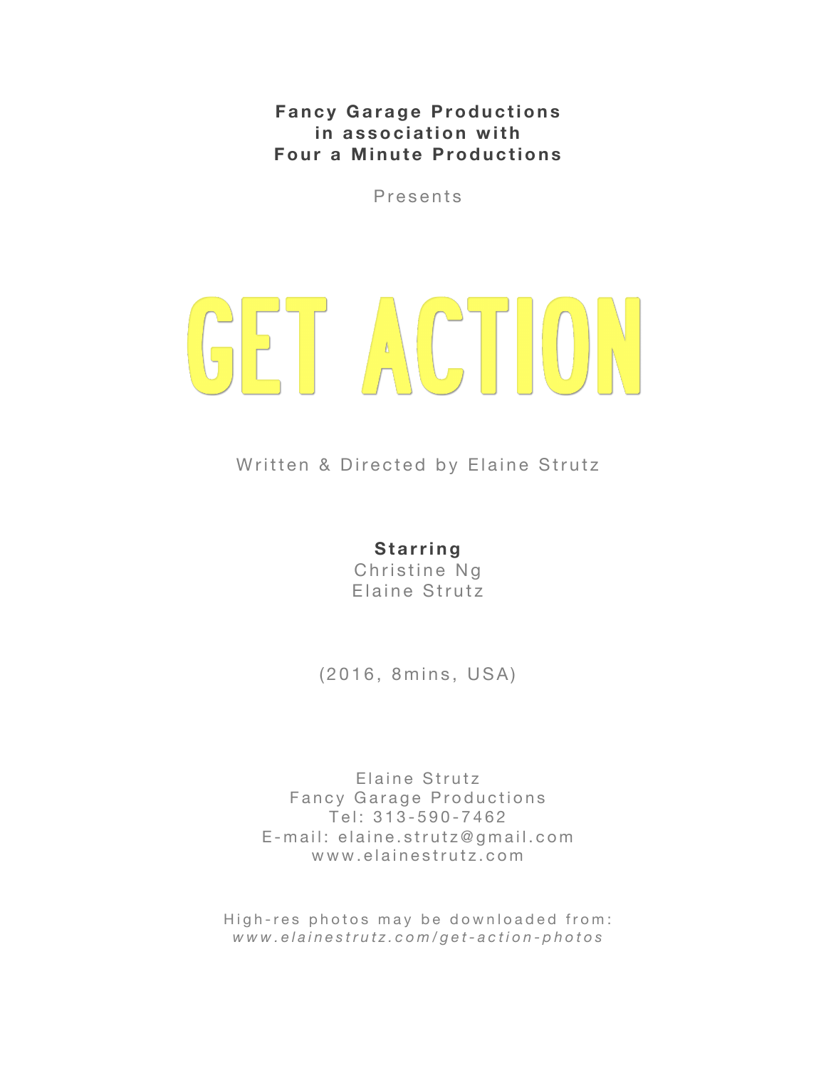**Fancy Garage Productions**
**in association with**
**Four a Minute Productions**

Presents

# GET ACTION

Written & Directed by Elaine Strutz

**Starring**
Christine Ng
Elaine Strutz

(2016, 8mins, USA)

Elaine Strutz
Fancy Garage Productions
Tel: 313-590-7462
E-mail: elaine.strutz@gmail.com
www.elainestrutz.com

High-res photos may be downloaded from:
*www.elainestrutz.com/get-action-photos*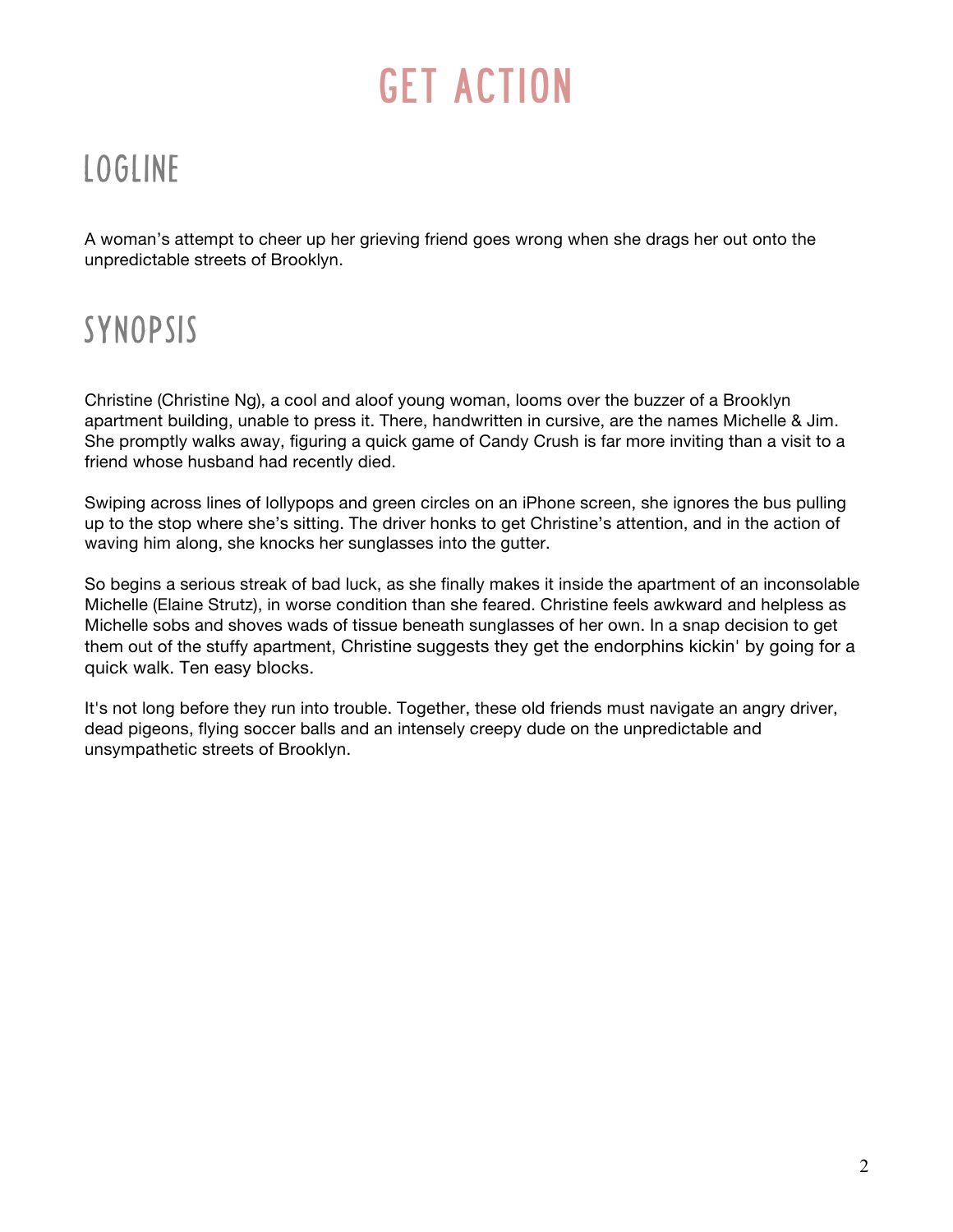# GET ACTION

## LOGLINE

A woman's attempt to cheer up her grieving friend goes wrong when she drags her out onto the unpredictable streets of Brooklyn.

## SYNOPSIS

Christine (Christine Ng), a cool and aloof young woman, looms over the buzzer of a Brooklyn apartment building, unable to press it. There, handwritten in cursive, are the names Michelle & Jim. She promptly walks away, figuring a quick game of Candy Crush is far more inviting than a visit to a friend whose husband had recently died.

Swiping across lines of lollypops and green circles on an iPhone screen, she ignores the bus pulling up to the stop where she's sitting. The driver honks to get Christine's attention, and in the action of waving him along, she knocks her sunglasses into the gutter.

So begins a serious streak of bad luck, as she finally makes it inside the apartment of an inconsolable Michelle (Elaine Strutz), in worse condition than she feared. Christine feels awkward and helpless as Michelle sobs and shoves wads of tissue beneath sunglasses of her own. In a snap decision to get them out of the stuffy apartment, Christine suggests they get the endorphins kickin' by going for a quick walk. Ten easy blocks.

It's not long before they run into trouble. Together, these old friends must navigate an angry driver, dead pigeons, flying soccer balls and an intensely creepy dude on the unpredictable and unsympathetic streets of Brooklyn.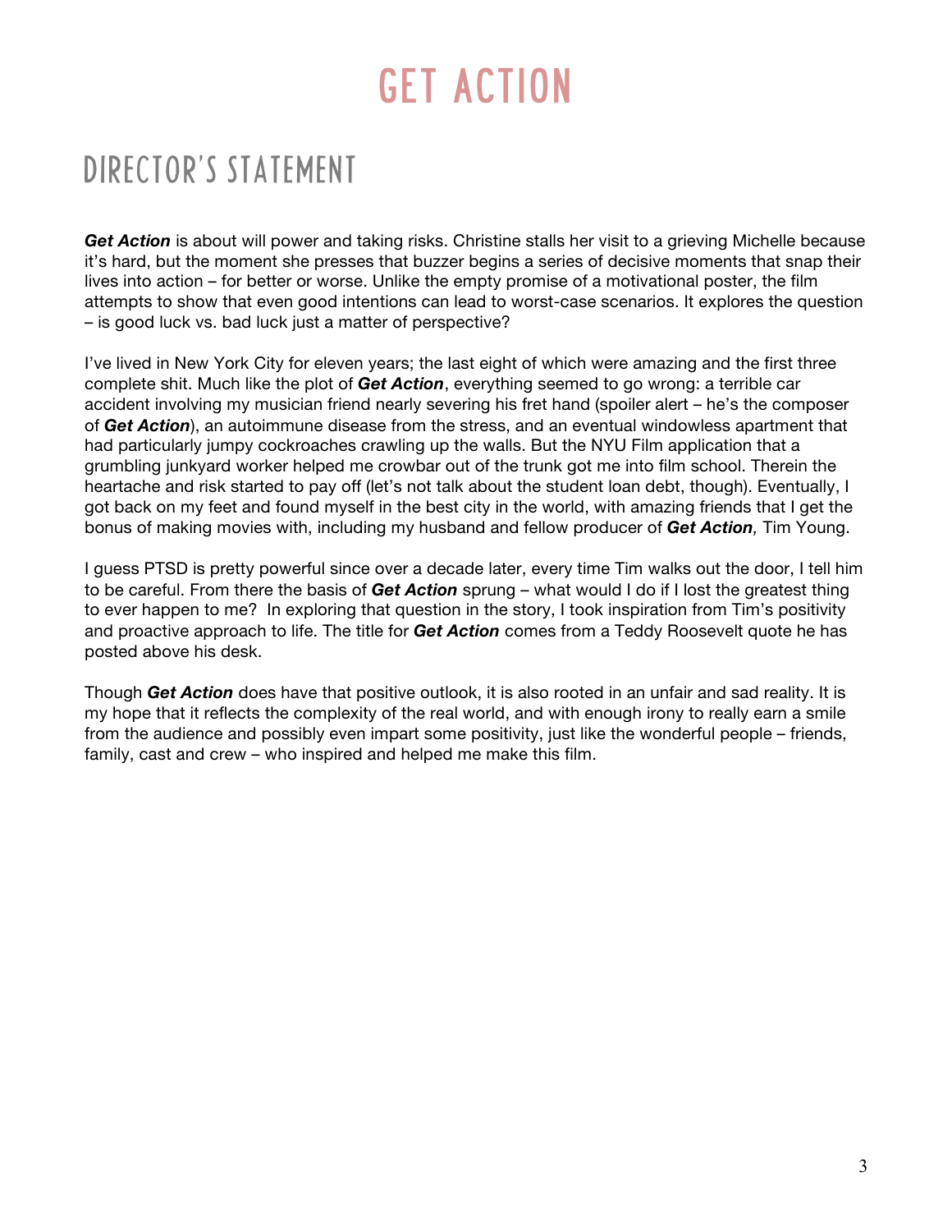# GET ACTION

## DIRECTOR'S STATEMENT

***Get Action*** is about will power and taking risks. Christine stalls her visit to a grieving Michelle because it's hard, but the moment she presses that buzzer begins a series of decisive moments that snap their lives into action – for better or worse. Unlike the empty promise of a motivational poster, the film attempts to show that even good intentions can lead to worst-case scenarios. It explores the question – is good luck vs. bad luck just a matter of perspective?

I've lived in New York City for eleven years; the last eight of which were amazing and the first three complete shit. Much like the plot of ***Get Action***, everything seemed to go wrong: a terrible car accident involving my musician friend nearly severing his fret hand (spoiler alert – he's the composer of ***Get Action***), an autoimmune disease from the stress, and an eventual windowless apartment that had particularly jumpy cockroaches crawling up the walls. But the NYU Film application that a grumbling junkyard worker helped me crowbar out of the trunk got me into film school. Therein the heartache and risk started to pay off (let's not talk about the student loan debt, though). Eventually, I got back on my feet and found myself in the best city in the world, with amazing friends that I get the bonus of making movies with, including my husband and fellow producer of ***Get Action,*** Tim Young.

I guess PTSD is pretty powerful since over a decade later, every time Tim walks out the door, I tell him to be careful. From there the basis of ***Get Action*** sprung – what would I do if I lost the greatest thing to ever happen to me? In exploring that question in the story, I took inspiration from Tim's positivity and proactive approach to life. The title for ***Get Action*** comes from a Teddy Roosevelt quote he has posted above his desk.

Though ***Get Action*** does have that positive outlook, it is also rooted in an unfair and sad reality. It is my hope that it reflects the complexity of the real world, and with enough irony to really earn a smile from the audience and possibly even impart some positivity, just like the wonderful people – friends, family, cast and crew – who inspired and helped me make this film.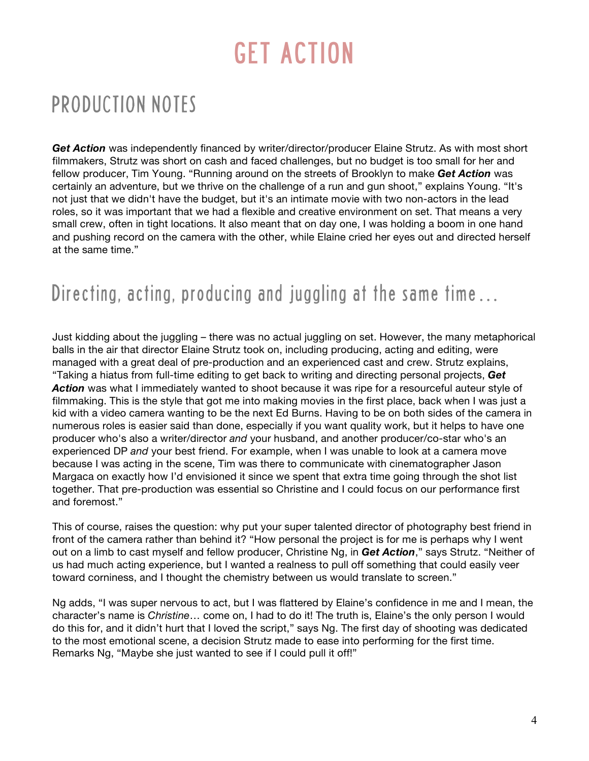# GET ACTION

## PRODUCTION NOTES

***Get Action*** was independently financed by writer/director/producer Elaine Strutz. As with most short filmmakers, Strutz was short on cash and faced challenges, but no budget is too small for her and fellow producer, Tim Young. "Running around on the streets of Brooklyn to make ***Get Action*** was certainly an adventure, but we thrive on the challenge of a run and gun shoot," explains Young. "It's not just that we didn't have the budget, but it's an intimate movie with two non-actors in the lead roles, so it was important that we had a flexible and creative environment on set. That means a very small crew, often in tight locations. It also meant that on day one, I was holding a boom in one hand and pushing record on the camera with the other, while Elaine cried her eyes out and directed herself at the same time."

## Directing, acting, producing and juggling at the same time…

Just kidding about the juggling – there was no actual juggling on set. However, the many metaphorical balls in the air that director Elaine Strutz took on, including producing, acting and editing, were managed with a great deal of pre-production and an experienced cast and crew. Strutz explains, "Taking a hiatus from full-time editing to get back to writing and directing personal projects, ***Get Action*** was what I immediately wanted to shoot because it was ripe for a resourceful auteur style of filmmaking. This is the style that got me into making movies in the first place, back when I was just a kid with a video camera wanting to be the next Ed Burns. Having to be on both sides of the camera in numerous roles is easier said than done, especially if you want quality work, but it helps to have one producer who's also a writer/director *and* your husband, and another producer/co-star who's an experienced DP *and* your best friend. For example, when I was unable to look at a camera move because I was acting in the scene, Tim was there to communicate with cinematographer Jason Margaca on exactly how I'd envisioned it since we spent that extra time going through the shot list together. That pre-production was essential so Christine and I could focus on our performance first and foremost."

This of course, raises the question: why put your super talented director of photography best friend in front of the camera rather than behind it? "How personal the project is for me is perhaps why I went out on a limb to cast myself and fellow producer, Christine Ng, in ***Get Action***," says Strutz. "Neither of us had much acting experience, but I wanted a realness to pull off something that could easily veer toward corniness, and I thought the chemistry between us would translate to screen."

Ng adds, "I was super nervous to act, but I was flattered by Elaine's confidence in me and I mean, the character's name is *Christine*… come on, I had to do it! The truth is, Elaine's the only person I would do this for, and it didn't hurt that I loved the script," says Ng. The first day of shooting was dedicated to the most emotional scene, a decision Strutz made to ease into performing for the first time. Remarks Ng, "Maybe she just wanted to see if I could pull it off!"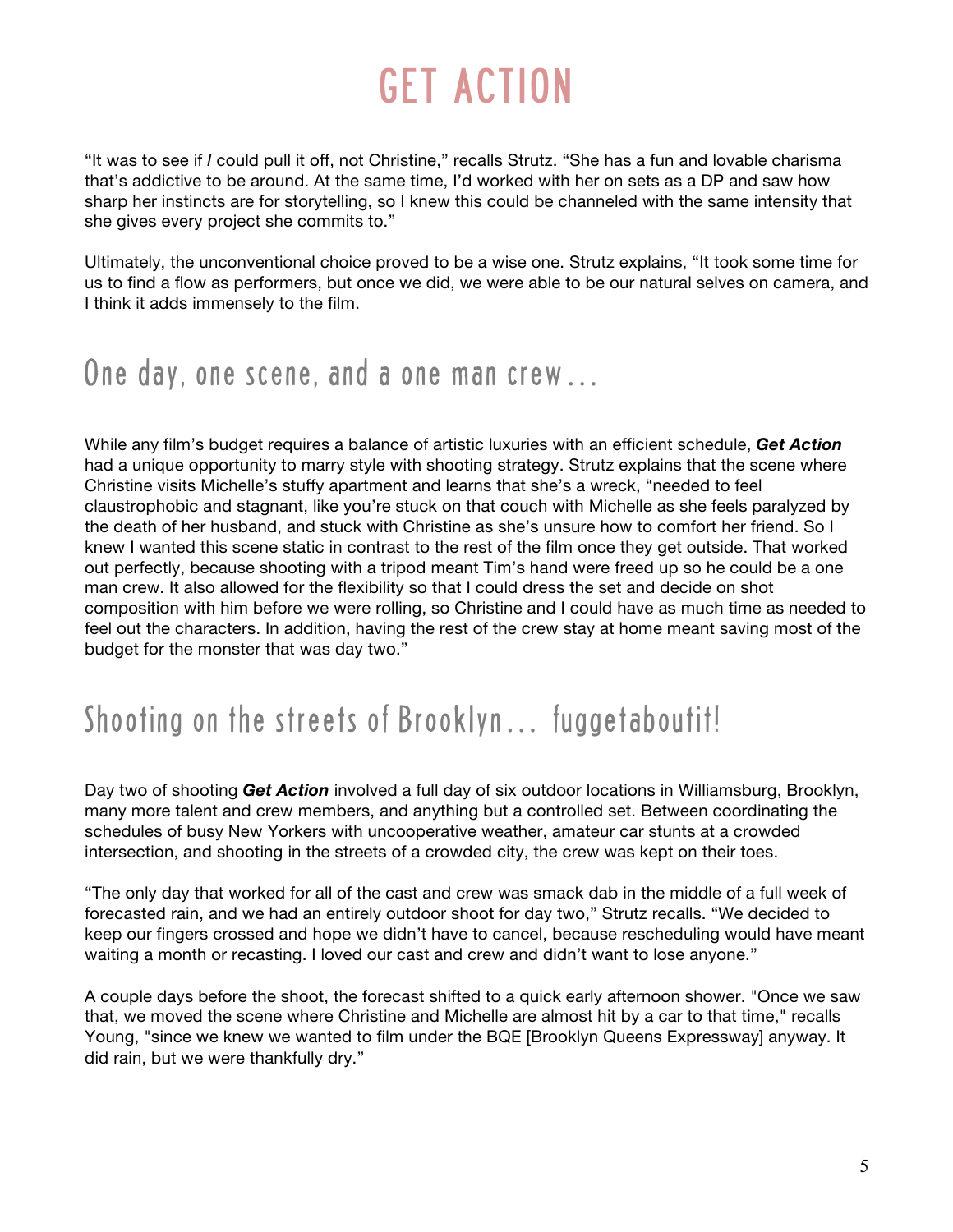# GET ACTION

“It was to see if *I* could pull it off, not Christine,” recalls Strutz. “She has a fun and lovable charisma that’s addictive to be around. At the same time, I’d worked with her on sets as a DP and saw how sharp her instincts are for storytelling, so I knew this could be channeled with the same intensity that she gives every project she commits to.”

Ultimately, the unconventional choice proved to be a wise one. Strutz explains, “It took some time for us to find a flow as performers, but once we did, we were able to be our natural selves on camera, and I think it adds immensely to the film.

## One day, one scene, and a one man crew…

While any film’s budget requires a balance of artistic luxuries with an efficient schedule, ***Get Action*** had a unique opportunity to marry style with shooting strategy. Strutz explains that the scene where Christine visits Michelle’s stuffy apartment and learns that she’s a wreck, “needed to feel claustrophobic and stagnant, like you’re stuck on that couch with Michelle as she feels paralyzed by the death of her husband, and stuck with Christine as she’s unsure how to comfort her friend. So I knew I wanted this scene static in contrast to the rest of the film once they get outside. That worked out perfectly, because shooting with a tripod meant Tim’s hand were freed up so he could be a one man crew. It also allowed for the flexibility so that I could dress the set and decide on shot composition with him before we were rolling, so Christine and I could have as much time as needed to feel out the characters. In addition, having the rest of the crew stay at home meant saving most of the budget for the monster that was day two.”

## Shooting on the streets of Brooklyn… fuggetaboutit!

Day two of shooting ***Get Action*** involved a full day of six outdoor locations in Williamsburg, Brooklyn, many more talent and crew members, and anything but a controlled set. Between coordinating the schedules of busy New Yorkers with uncooperative weather, amateur car stunts at a crowded intersection, and shooting in the streets of a crowded city, the crew was kept on their toes.

“The only day that worked for all of the cast and crew was smack dab in the middle of a full week of forecasted rain, and we had an entirely outdoor shoot for day two,” Strutz recalls. “We decided to keep our fingers crossed and hope we didn’t have to cancel, because rescheduling would have meant waiting a month or recasting. I loved our cast and crew and didn’t want to lose anyone.”

A couple days before the shoot, the forecast shifted to a quick early afternoon shower. "Once we saw that, we moved the scene where Christine and Michelle are almost hit by a car to that time," recalls Young, "since we knew we wanted to film under the BQE [Brooklyn Queens Expressway] anyway. It did rain, but we were thankfully dry."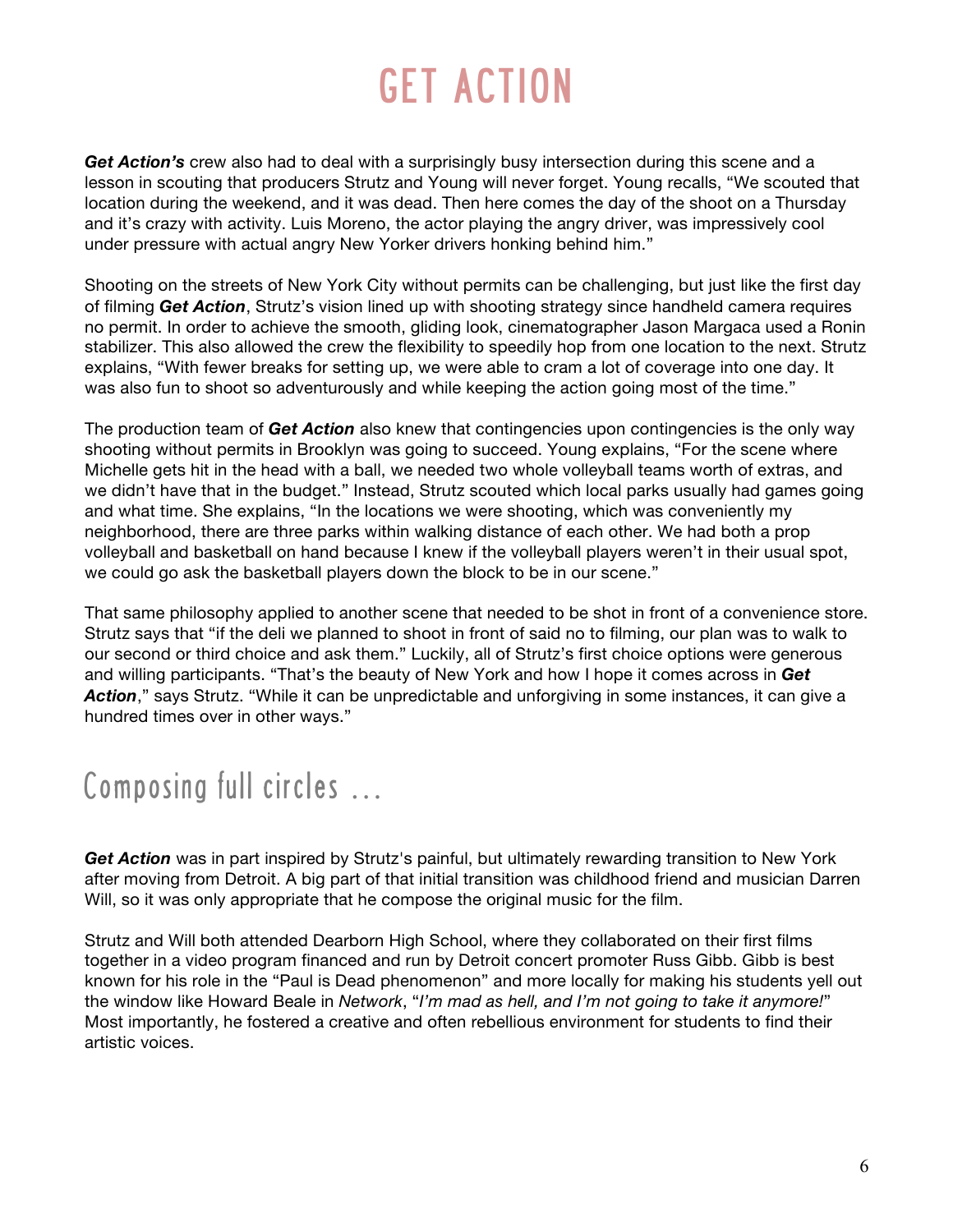# GET ACTION

***Get Action's*** crew also had to deal with a surprisingly busy intersection during this scene and a lesson in scouting that producers Strutz and Young will never forget. Young recalls, "We scouted that location during the weekend, and it was dead. Then here comes the day of the shoot on a Thursday and it's crazy with activity. Luis Moreno, the actor playing the angry driver, was impressively cool under pressure with actual angry New Yorker drivers honking behind him."

Shooting on the streets of New York City without permits can be challenging, but just like the first day of filming ***Get Action***, Strutz's vision lined up with shooting strategy since handheld camera requires no permit. In order to achieve the smooth, gliding look, cinematographer Jason Margaca used a Ronin stabilizer. This also allowed the crew the flexibility to speedily hop from one location to the next. Strutz explains, "With fewer breaks for setting up, we were able to cram a lot of coverage into one day. It was also fun to shoot so adventurously and while keeping the action going most of the time."

The production team of ***Get Action*** also knew that contingencies upon contingencies is the only way shooting without permits in Brooklyn was going to succeed. Young explains, "For the scene where Michelle gets hit in the head with a ball, we needed two whole volleyball teams worth of extras, and we didn't have that in the budget." Instead, Strutz scouted which local parks usually had games going and what time. She explains, "In the locations we were shooting, which was conveniently my neighborhood, there are three parks within walking distance of each other. We had both a prop volleyball and basketball on hand because I knew if the volleyball players weren't in their usual spot, we could go ask the basketball players down the block to be in our scene."

That same philosophy applied to another scene that needed to be shot in front of a convenience store. Strutz says that "if the deli we planned to shoot in front of said no to filming, our plan was to walk to our second or third choice and ask them." Luckily, all of Strutz's first choice options were generous and willing participants. "That's the beauty of New York and how I hope it comes across in ***Get Action***," says Strutz. "While it can be unpredictable and unforgiving in some instances, it can give a hundred times over in other ways."

## Composing full circles …

***Get Action*** was in part inspired by Strutz's painful, but ultimately rewarding transition to New York after moving from Detroit. A big part of that initial transition was childhood friend and musician Darren Will, so it was only appropriate that he compose the original music for the film.

Strutz and Will both attended Dearborn High School, where they collaborated on their first films together in a video program financed and run by Detroit concert promoter Russ Gibb. Gibb is best known for his role in the "Paul is Dead phenomenon" and more locally for making his students yell out the window like Howard Beale in *Network*, "*I'm mad as hell, and I'm not going to take it anymore!*" Most importantly, he fostered a creative and often rebellious environment for students to find their artistic voices.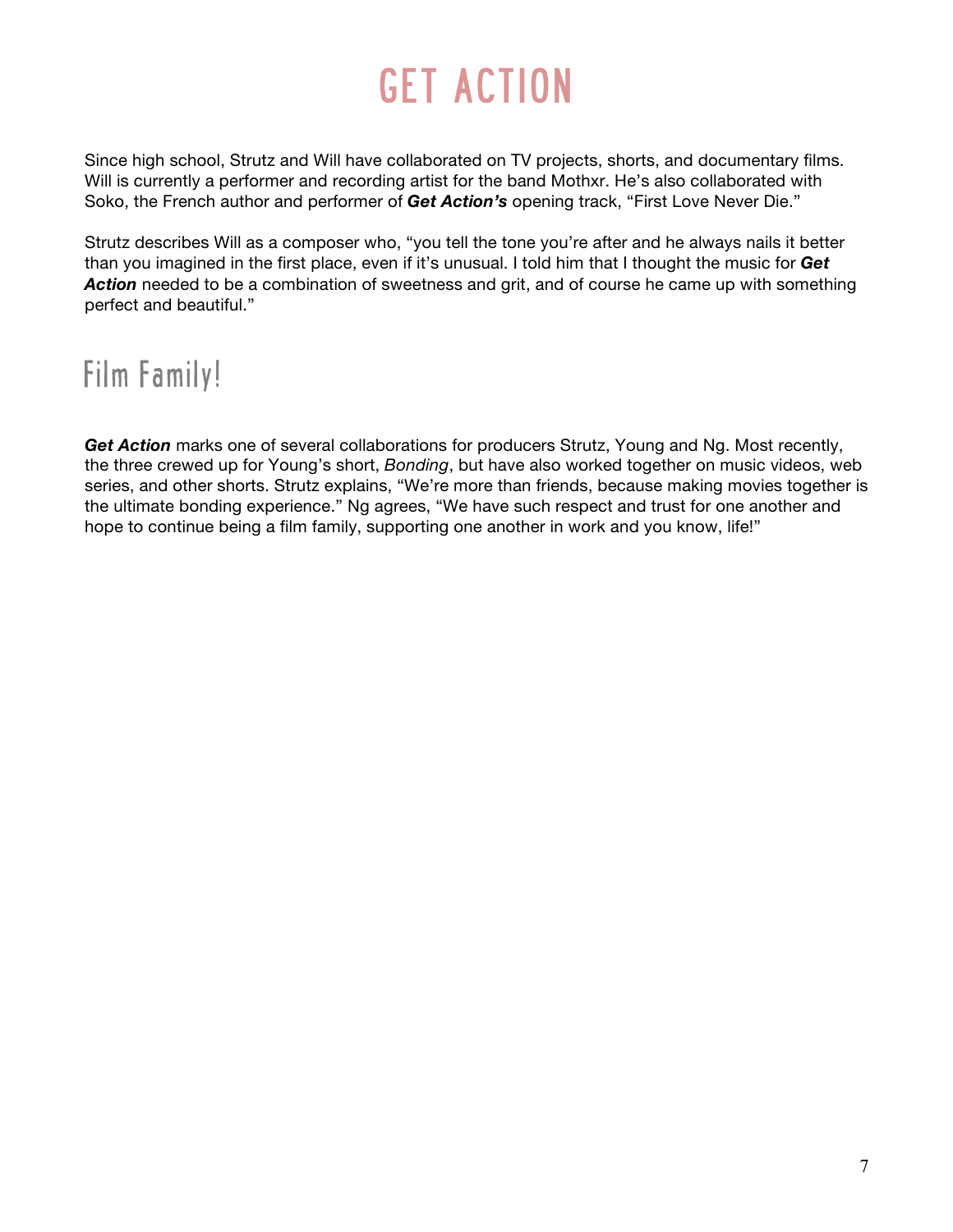# GET ACTION

Since high school, Strutz and Will have collaborated on TV projects, shorts, and documentary films. Will is currently a performer and recording artist for the band Mothxr. He's also collaborated with Soko, the French author and performer of ***Get Action's*** opening track, "First Love Never Die."

Strutz describes Will as a composer who, "you tell the tone you're after and he always nails it better than you imagined in the first place, even if it's unusual. I told him that I thought the music for ***Get Action*** needed to be a combination of sweetness and grit, and of course he came up with something perfect and beautiful."

## Film Family!

***Get Action*** marks one of several collaborations for producers Strutz, Young and Ng. Most recently, the three crewed up for Young's short, *Bonding*, but have also worked together on music videos, web series, and other shorts. Strutz explains, "We're more than friends, because making movies together is the ultimate bonding experience." Ng agrees, "We have such respect and trust for one another and hope to continue being a film family, supporting one another in work and you know, life!"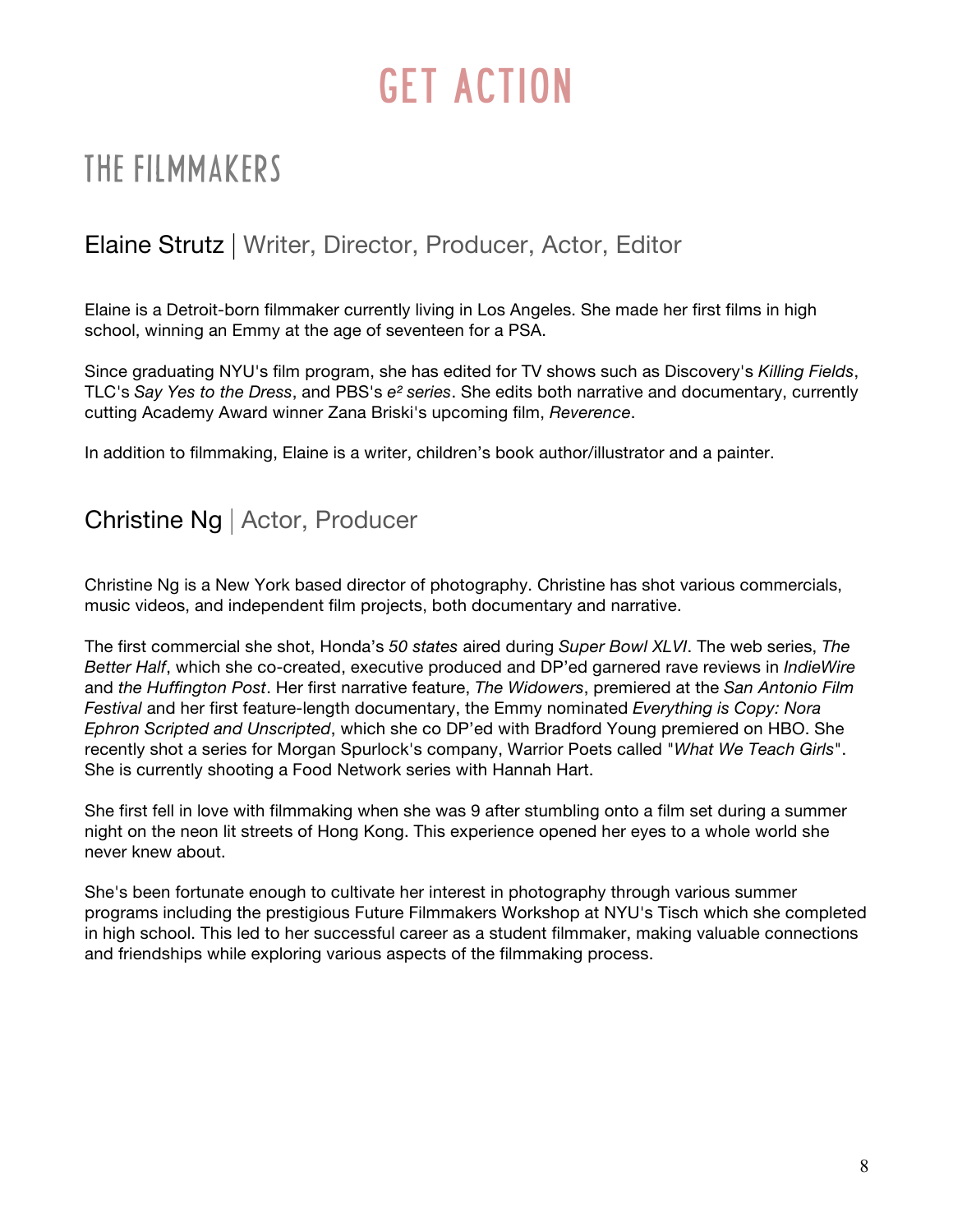# GET ACTION

## THE FILMMAKERS

### Elaine Strutz | Writer, Director, Producer, Actor, Editor

Elaine is a Detroit-born filmmaker currently living in Los Angeles. She made her first films in high school, winning an Emmy at the age of seventeen for a PSA.

Since graduating NYU's film program, she has edited for TV shows such as Discovery's *Killing Fields*, TLC's *Say Yes to the Dress*, and PBS's *e² series*. She edits both narrative and documentary, currently cutting Academy Award winner Zana Briski's upcoming film, *Reverence*.

In addition to filmmaking, Elaine is a writer, children's book author/illustrator and a painter.

### Christine Ng | Actor, Producer

Christine Ng is a New York based director of photography. Christine has shot various commercials, music videos, and independent film projects, both documentary and narrative.

The first commercial she shot, Honda's *50 states* aired during *Super Bowl XLVI*. The web series, *The Better Half*, which she co-created, executive produced and DP'ed garnered rave reviews in *IndieWire* and *the Huffington Post*. Her first narrative feature, *The Widowers*, premiered at the *San Antonio Film Festival* and her first feature-length documentary, the Emmy nominated *Everything is Copy: Nora Ephron Scripted and Unscripted*, which she co DP'ed with Bradford Young premiered on HBO. She recently shot a series for Morgan Spurlock's company, Warrior Poets called "*What We Teach Girls*". She is currently shooting a Food Network series with Hannah Hart.

She first fell in love with filmmaking when she was 9 after stumbling onto a film set during a summer night on the neon lit streets of Hong Kong. This experience opened her eyes to a whole world she never knew about.

She's been fortunate enough to cultivate her interest in photography through various summer programs including the prestigious Future Filmmakers Workshop at NYU's Tisch which she completed in high school. This led to her successful career as a student filmmaker, making valuable connections and friendships while exploring various aspects of the filmmaking process.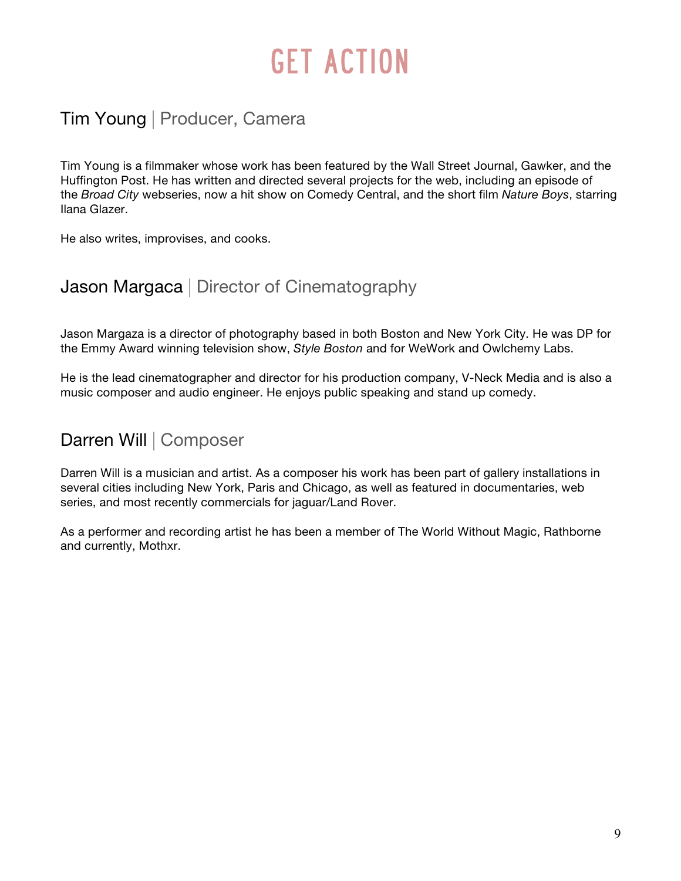# GET ACTION

## Tim Young | Producer, Camera

Tim Young is a filmmaker whose work has been featured by the Wall Street Journal, Gawker, and the Huffington Post. He has written and directed several projects for the web, including an episode of the *Broad City* webseries, now a hit show on Comedy Central, and the short film *Nature Boys*, starring Ilana Glazer.

He also writes, improvises, and cooks.

## Jason Margaca | Director of Cinematography

Jason Margaza is a director of photography based in both Boston and New York City. He was DP for the Emmy Award winning television show, *Style Boston* and for WeWork and Owlchemy Labs.

He is the lead cinematographer and director for his production company, V-Neck Media and is also a music composer and audio engineer. He enjoys public speaking and stand up comedy.

## Darren Will | Composer

Darren Will is a musician and artist. As a composer his work has been part of gallery installations in several cities including New York, Paris and Chicago, as well as featured in documentaries, web series, and most recently commercials for jaguar/Land Rover.

As a performer and recording artist he has been a member of The World Without Magic, Rathborne and currently, Mothxr.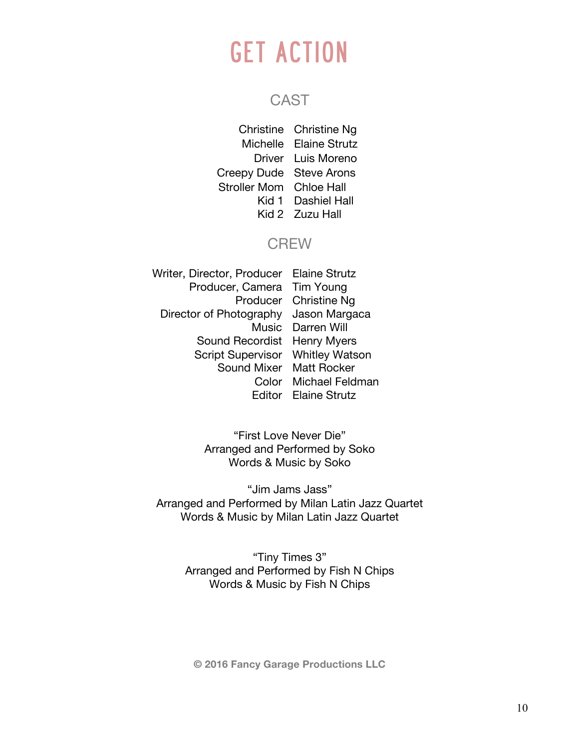# GET ACTION

## CAST

| | |
|---|---|
| Christine | Christine Ng |
| Michelle | Elaine Strutz |
| Driver | Luis Moreno |
| Creepy Dude | Steve Arons |
| Stroller Mom | Chloe Hall |
| Kid 1 | Dashiel Hall |
| Kid 2 | Zuzu Hall |

## CREW

| | |
|---|---|
| Writer, Director, Producer | Elaine Strutz |
| Producer, Camera | Tim Young |
| Producer | Christine Ng |
| Director of Photography | Jason Margaca |
| Music | Darren Will |
| Sound Recordist | Henry Myers |
| Script Supervisor | Whitley Watson |
| Sound Mixer | Matt Rocker |
| Color | Michael Feldman |
| Editor | Elaine Strutz |

"First Love Never Die"
Arranged and Performed by Soko
Words & Music by Soko

"Jim Jams Jass"
Arranged and Performed by Milan Latin Jazz Quartet
Words & Music by Milan Latin Jazz Quartet

"Tiny Times 3"
Arranged and Performed by Fish N Chips
Words & Music by Fish N Chips

**© 2016 Fancy Garage Productions LLC**